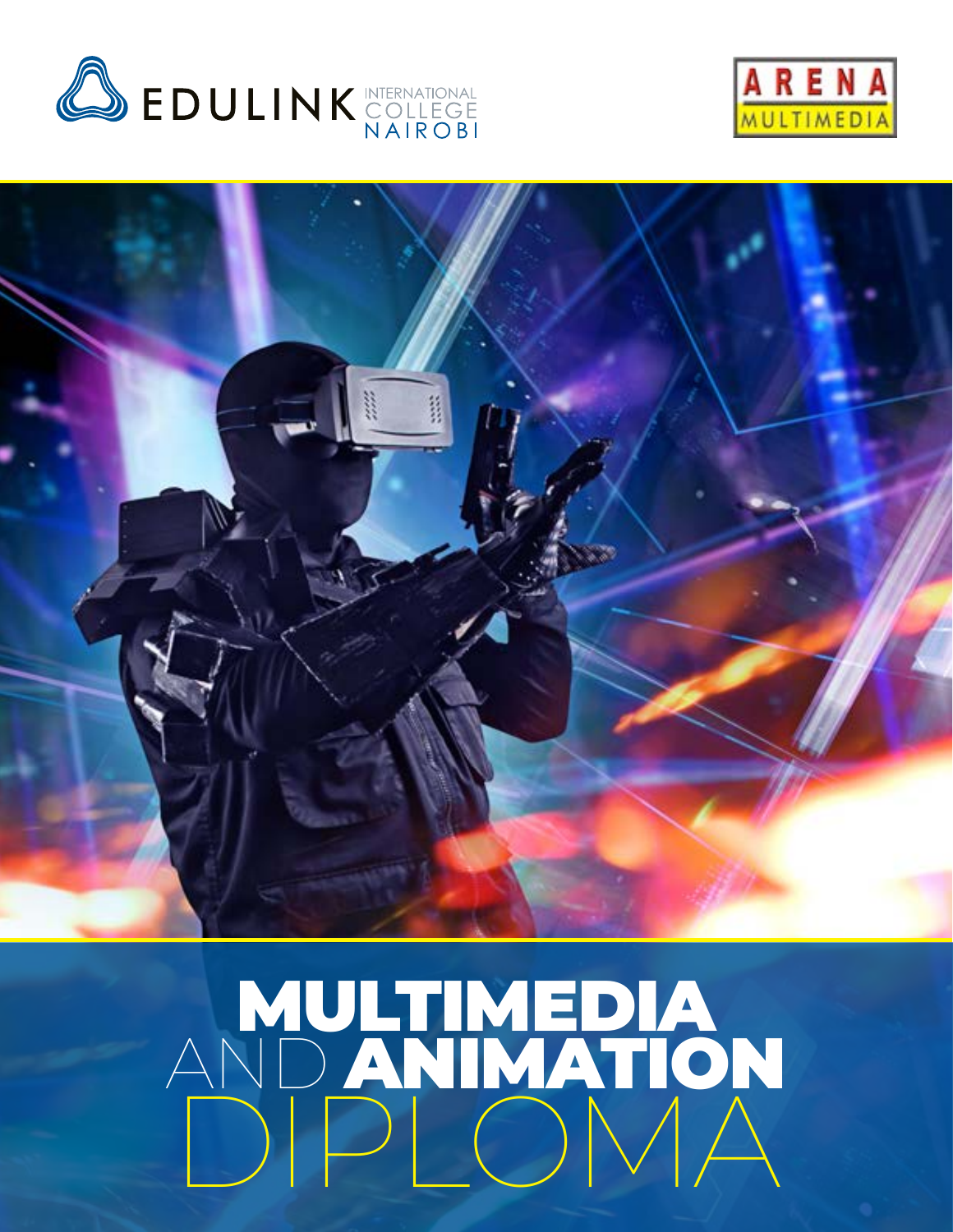EDULINK INTERNATIONAL COLLEGE NAIROBI

ARENA MULTIMEDIA

# MULTIMEDIA AND ANIMATION DIPLOMA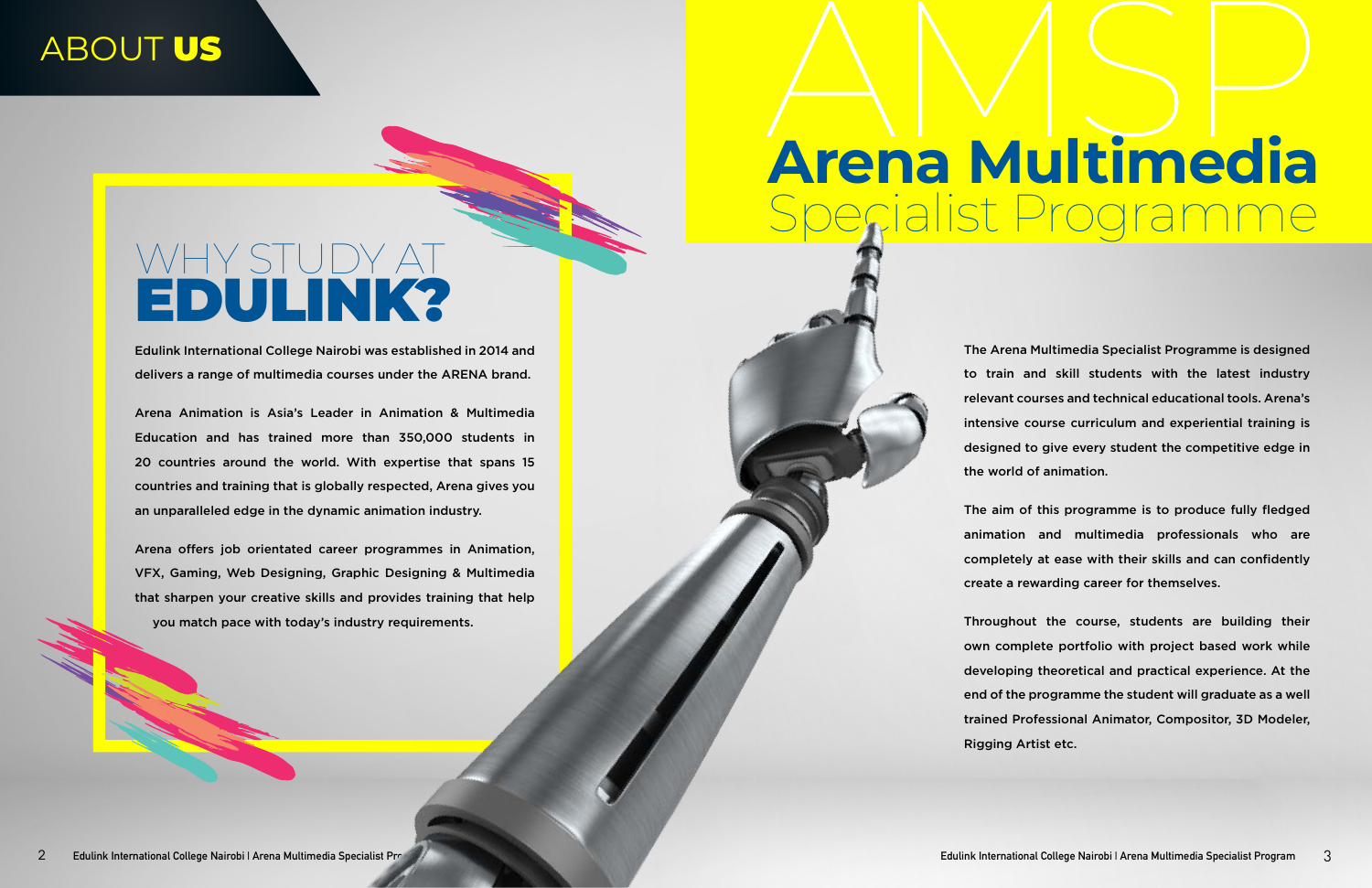# ABOUT US

## WHY STUDY AT EDULINK?

Edulink International College Nairobi was established in 2014 and delivers a range of multimedia courses under the ARENA brand.

Arena Animation is Asia's Leader in Animation & Multimedia Education and has trained more than 350,000 students in 20 countries around the world. With expertise that spans 15 countries and training that is globally respected, Arena gives you an unparalleled edge in the dynamic animation industry.

Arena offers job orientated career programmes in Animation, VFX, Gaming, Web Designing, Graphic Designing & Multimedia that sharpen your creative skills and provides training that help you match pace with today's industry requirements.

# AMSP

## Arena Multimedia Specialist Programme

The Arena Multimedia Specialist Programme is designed to train and skill students with the latest industry relevant courses and technical educational tools. Arena's intensive course curriculum and experiential training is designed to give every student the competitive edge in the world of animation.

The aim of this programme is to produce fully fledged animation and multimedia professionals who are completely at ease with their skills and can confidently create a rewarding career for themselves.

Throughout the course, students are building their own complete portfolio with project based work while developing theoretical and practical experience. At the end of the programme the student will graduate as a well trained Professional Animator, Compositor, 3D Modeler, Rigging Artist etc.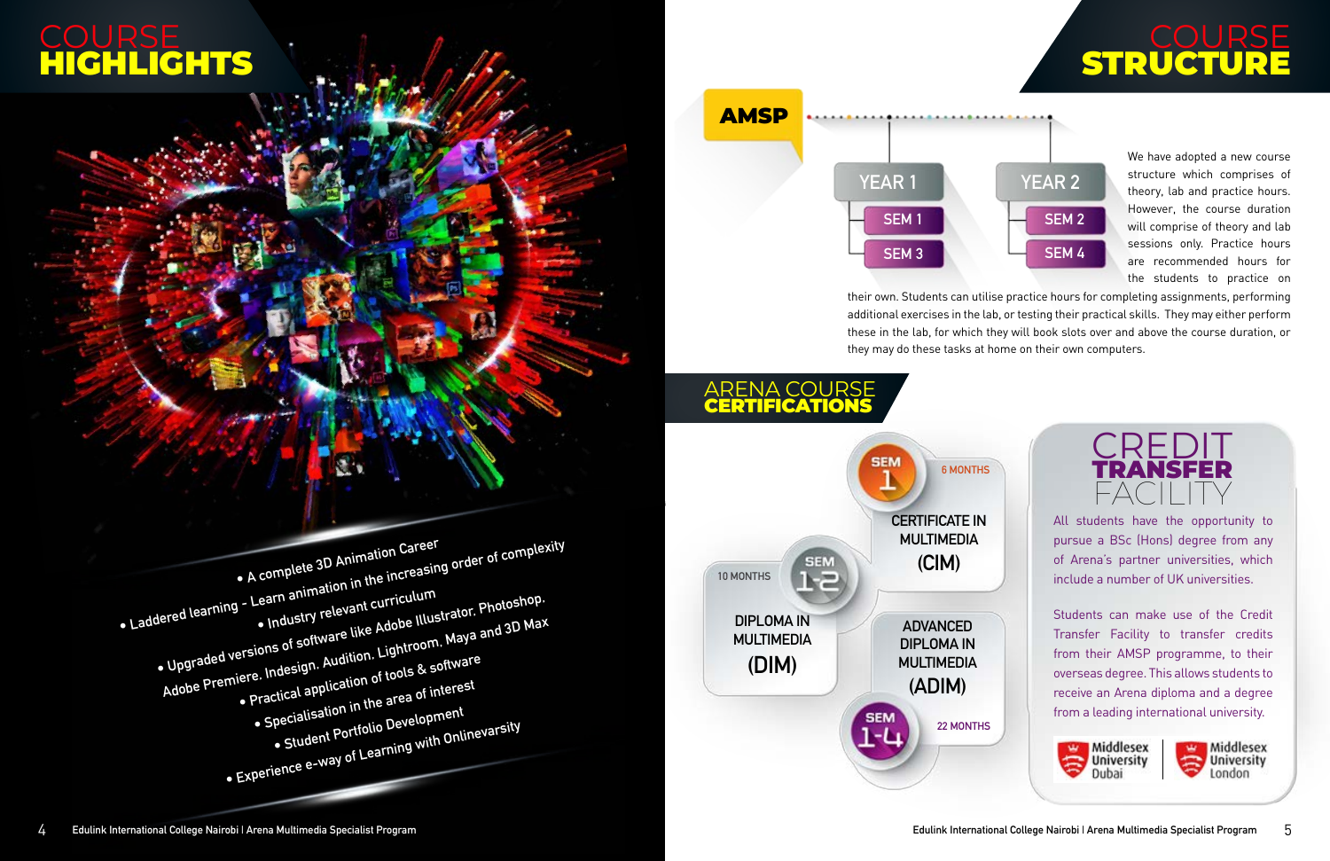# COURSE HIGHLIGHTS

- A complete 3D Animation Career
- Laddered learning - Learn animation in the increasing order of complexity
- Industry relevant curriculum
- Upgraded versions of software like Adobe Illustrator, Photoshop, Adobe Premiere, Indesign, Audition, Lightroom, Maya and 3D Max
- Practical application of tools & software
- Specialisation in the area of interest
- Student Portfolio Development
- Experience e-way of Learning with Onlinevarsity

# COURSE STRUCTURE

## AMSP

- YEAR 1
  - SEM 1
  - SEM 3
- YEAR 2
  - SEM 2
  - SEM 4

We have adopted a new course structure which comprises of theory, lab and practice hours. However, the course duration will comprise of theory and lab sessions only. Practice hours are recommended hours for the students to practice on their own. Students can utilise practice hours for completing assignments, performing additional exercises in the lab, or testing their practical skills. They may either perform these in the lab, for which they will book slots over and above the course duration, or they may do these tasks at home on their own computers.

## ARENA COURSE CERTIFICATIONS

- SEM 1 – 6 MONTHS – CERTIFICATE IN MULTIMEDIA (CIM)
- SEM 1-2 – 10 MONTHS – DIPLOMA IN MULTIMEDIA (DIM)
- SEM 1-4 – 22 MONTHS – ADVANCED DIPLOMA IN MULTIMEDIA (ADIM)

## CREDIT TRANSFER FACILITY

All students have the opportunity to pursue a BSc (Hons) degree from any of Arena's partner universities, which include a number of UK universities.

Students can make use of the Credit Transfer Facility to transfer credits from their AMSP programme, to their overseas degree. This allows students to receive an Arena diploma and a degree from a leading international university.

Middlesex University Dubai | Middlesex University London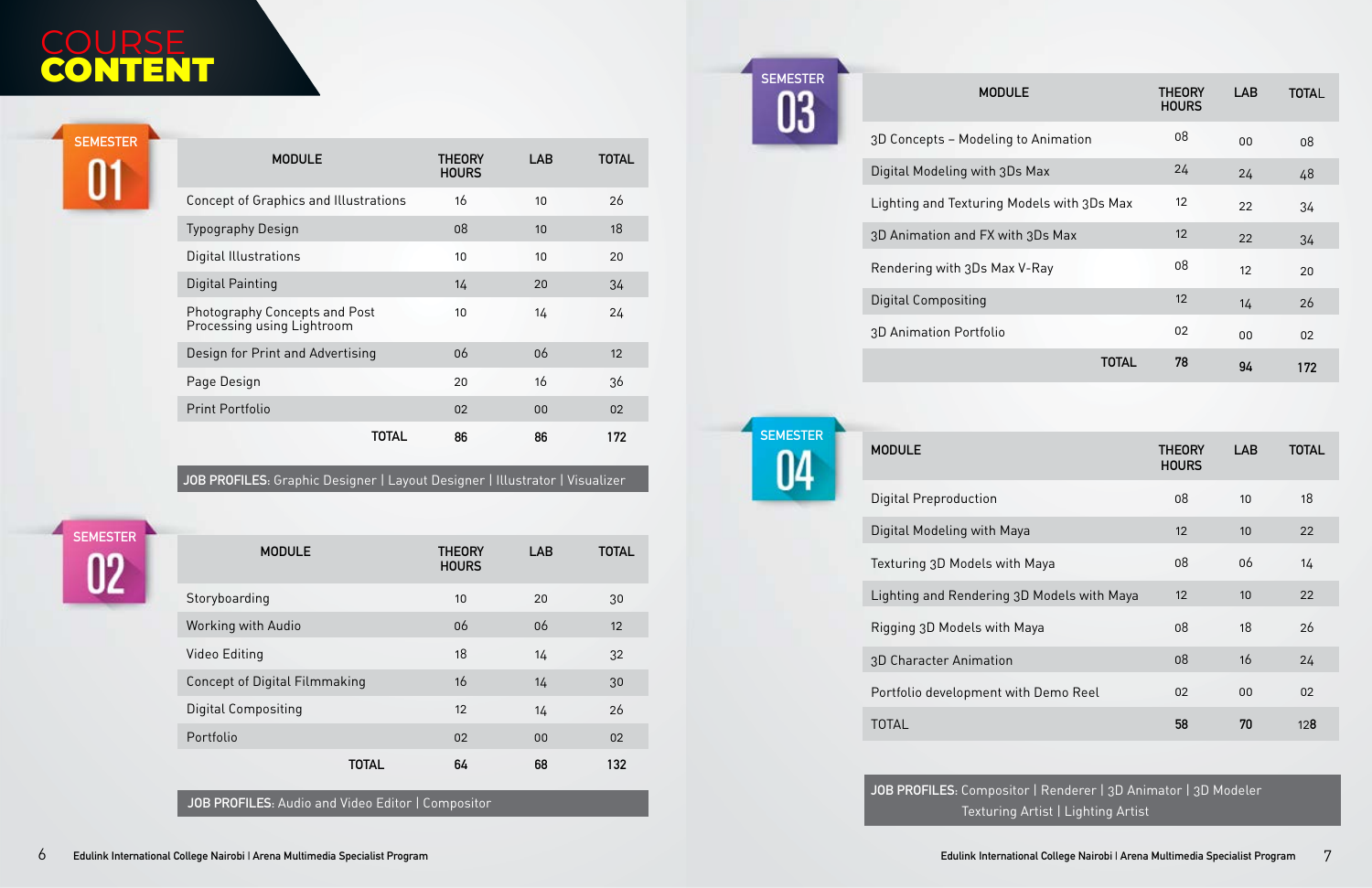# COURSE CONTENT

## SEMESTER 01

| MODULE | THEORY HOURS | LAB | TOTAL |
|---|---|---|---|
| Concept of Graphics and Illustrations | 16 | 10 | 26 |
| Typography Design | 08 | 10 | 18 |
| Digital Illustrations | 10 | 10 | 20 |
| Digital Painting | 14 | 20 | 34 |
| Photography Concepts and Post Processing using Lightroom | 10 | 14 | 24 |
| Design for Print and Advertising | 06 | 06 | 12 |
| Page Design | 20 | 16 | 36 |
| Print Portfolio | 02 | 00 | 02 |
| **TOTAL** | **86** | **86** | **172** |

**JOB PROFILES:** Graphic Designer | Layout Designer | Illustrator | Visualizer

## SEMESTER 02

| MODULE | THEORY HOURS | LAB | TOTAL |
|---|---|---|---|
| Storyboarding | 10 | 20 | 30 |
| Working with Audio | 06 | 06 | 12 |
| Video Editing | 18 | 14 | 32 |
| Concept of Digital Filmmaking | 16 | 14 | 30 |
| Digital Compositing | 12 | 14 | 26 |
| Portfolio | 02 | 00 | 02 |
| **TOTAL** | **64** | **68** | **132** |

**JOB PROFILES:** Audio and Video Editor | Compositor

## SEMESTER 03

| MODULE | THEORY HOURS | LAB | TOTAL |
|---|---|---|---|
| 3D Concepts – Modeling to Animation | 08 | 00 | 08 |
| Digital Modeling with 3Ds Max | 24 | 24 | 48 |
| Lighting and Texturing Models with 3Ds Max | 12 | 22 | 34 |
| 3D Animation and FX with 3Ds Max | 12 | 22 | 34 |
| Rendering with 3Ds Max V-Ray | 08 | 12 | 20 |
| Digital Compositing | 12 | 14 | 26 |
| 3D Animation Portfolio | 02 | 00 | 02 |
| **TOTAL** | **78** | **94** | **172** |

## SEMESTER 04

| MODULE | THEORY HOURS | LAB | TOTAL |
|---|---|---|---|
| Digital Preproduction | 08 | 10 | 18 |
| Digital Modeling with Maya | 12 | 10 | 22 |
| Texturing 3D Models with Maya | 08 | 06 | 14 |
| Lighting and Rendering 3D Models with Maya | 12 | 10 | 22 |
| Rigging 3D Models with Maya | 08 | 18 | 26 |
| 3D Character Animation | 08 | 16 | 24 |
| Portfolio development with Demo Reel | 02 | 00 | 02 |
| TOTAL | **58** | **70** | **128** |

**JOB PROFILES:** Compositor | Renderer | 3D Animator | 3D Modeler
Texturing Artist | Lighting Artist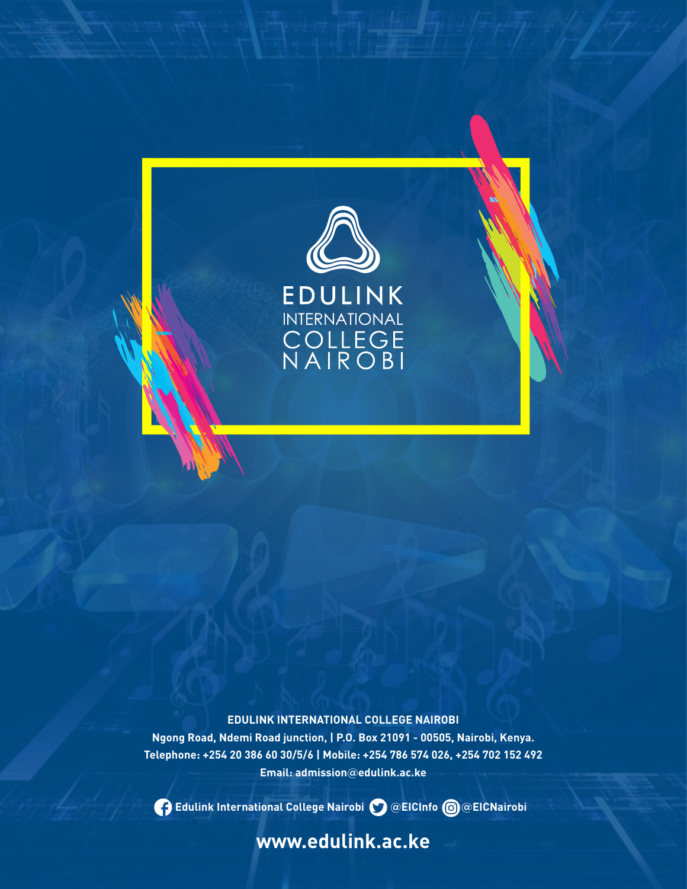EDULINK
INTERNATIONAL
COLLEGE
NAIROBI

**EDULINK INTERNATIONAL COLLEGE NAIROBI**

**Ngong Road, Ndemi Road junction, | P.O. Box 21091 - 00505, Nairobi, Kenya.**

**Telephone: +254 20 386 60 30/5/6 | Mobile: +254 786 574 026, +254 702 152 492**

**Email: admission@edulink.ac.ke**

**Edulink International College Nairobi** **@EICInfo** **@EICNairobi**

**www.edulink.ac.ke**